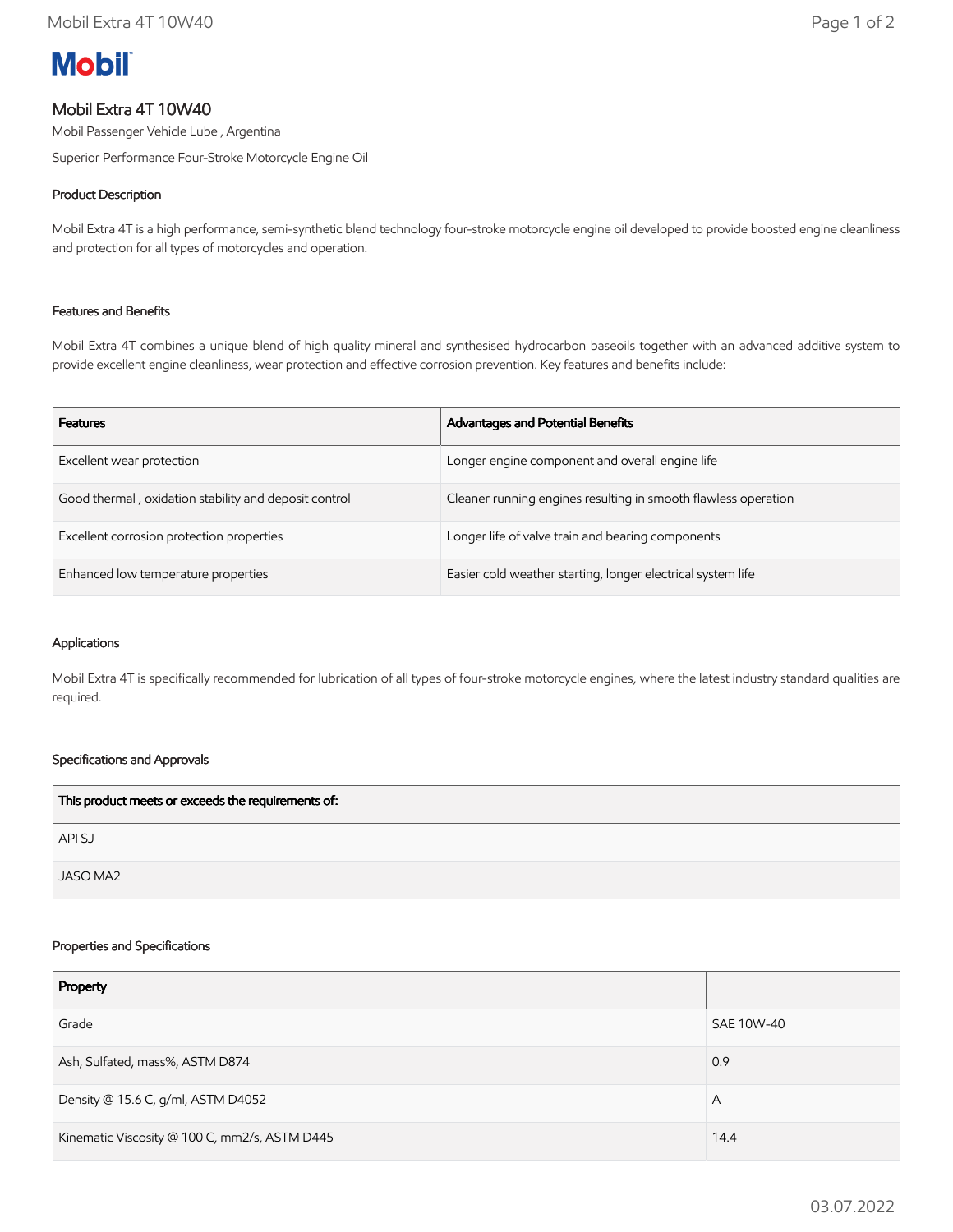**Mobil**

# Mobil Extra 4T 10W40

Mobil Passenger Vehicle Lube , Argentina

Superior Performance Four-Stroke Motorcycle Engine Oil

## Product Description

Mobil Extra 4T is a high performance, semi-synthetic blend technology four-stroke motorcycle engine oil developed to provide boosted engine cleanliness and protection for all types of motorcycles and operation.

## Features and Benefits

Mobil Extra 4T combines a unique blend of high quality mineral and synthesised hydrocarbon baseoils together with an advanced additive system to provide excellent engine cleanliness, wear protection and effective corrosion prevention. Key features and benefits include:

| Features | Advantages and Potential Benefits |
|---|---|
| Excellent wear protection | Longer engine component and overall engine life |
| Good thermal , oxidation stability and deposit control | Cleaner running engines resulting in smooth flawless operation |
| Excellent corrosion protection properties | Longer life of valve train and bearing components |
| Enhanced low temperature properties | Easier cold weather starting, longer electrical system life |

## Applications

Mobil Extra 4T is specifically recommended for lubrication of all types of four-stroke motorcycle engines, where the latest industry standard qualities are required.

## Specifications and Approvals

| This product meets or exceeds the requirements of: |
|---|
| API SJ |
| JASO MA2 |

## Properties and Specifications

| Property | |
|---|---|
| Grade | SAE 10W-40 |
| Ash, Sulfated, mass%, ASTM D874 | 0.9 |
| Density @ 15.6 C, g/ml, ASTM D4052 | A |
| Kinematic Viscosity @ 100 C, mm2/s, ASTM D445 | 14.4 |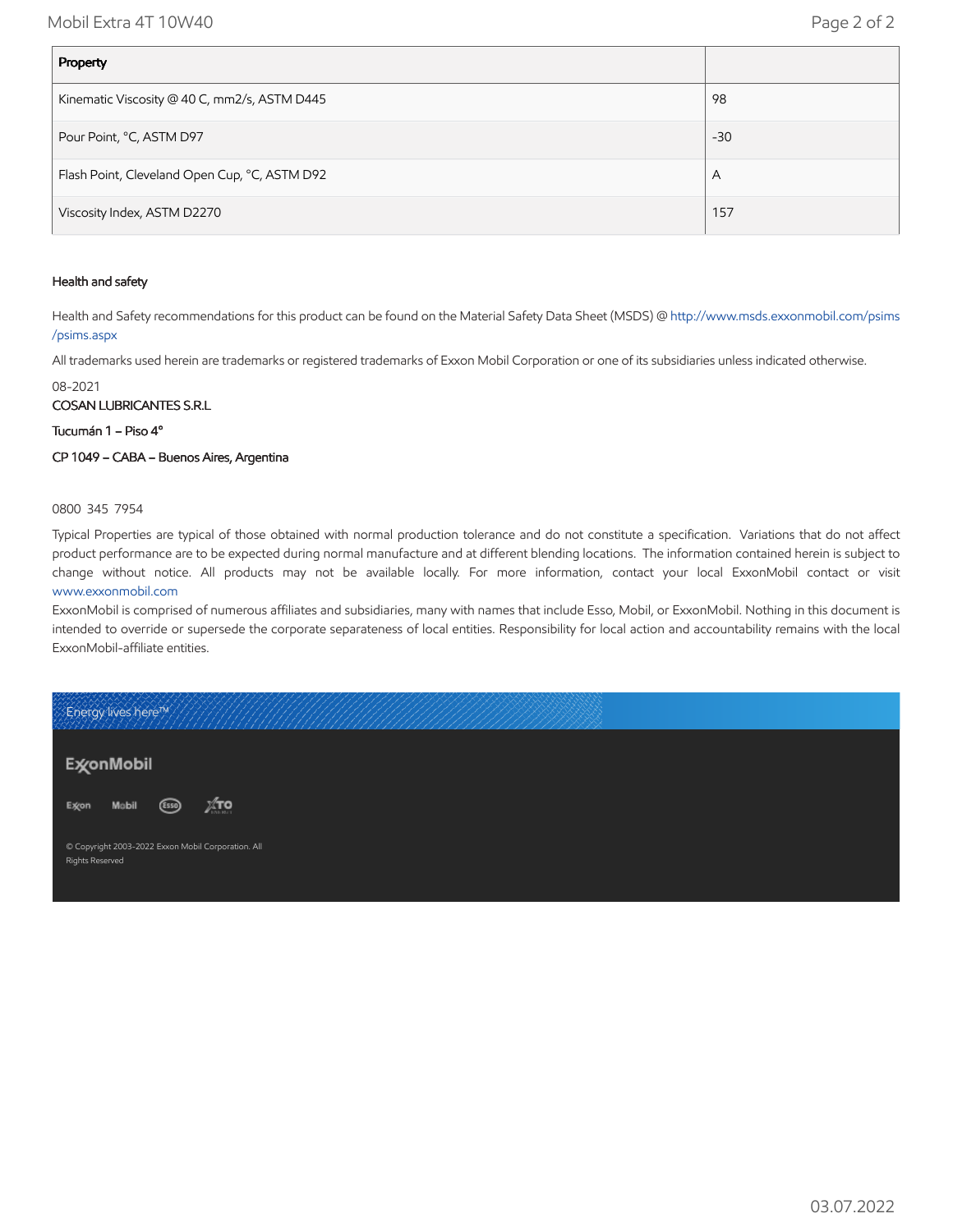| Property | |
|---|---|
| Kinematic Viscosity @ 40 C, mm2/s, ASTM D445 | 98 |
| Pour Point, °C, ASTM D97 | -30 |
| Flash Point, Cleveland Open Cup, °C, ASTM D92 | A |
| Viscosity Index, ASTM D2270 | 157 |

### Health and safety

Health and Safety recommendations for this product can be found on the Material Safety Data Sheet (MSDS) @ http://www.msds.exxonmobil.com/psims/psims.aspx

All trademarks used herein are trademarks or registered trademarks of Exxon Mobil Corporation or one of its subsidiaries unless indicated otherwise.

08-2021

COSAN LUBRICANTES S.R.L

Tucumán 1 – Piso 4°

CP 1049 – CABA – Buenos Aires, Argentina

0800 345 7954

Typical Properties are typical of those obtained with normal production tolerance and do not constitute a specification. Variations that do not affect product performance are to be expected during normal manufacture and at different blending locations. The information contained herein is subject to change without notice. All products may not be available locally. For more information, contact your local ExxonMobil contact or visit www.exxonmobil.com

ExxonMobil is comprised of numerous affiliates and subsidiaries, many with names that include Esso, Mobil, or ExxonMobil. Nothing in this document is intended to override or supersede the corporate separateness of local entities. Responsibility for local action and accountability remains with the local ExxonMobil-affiliate entities.

Energy lives here™

ExxonMobil

Exxon Mobil Esso XTO

© Copyright 2003-2022 Exxon Mobil Corporation. All Rights Reserved